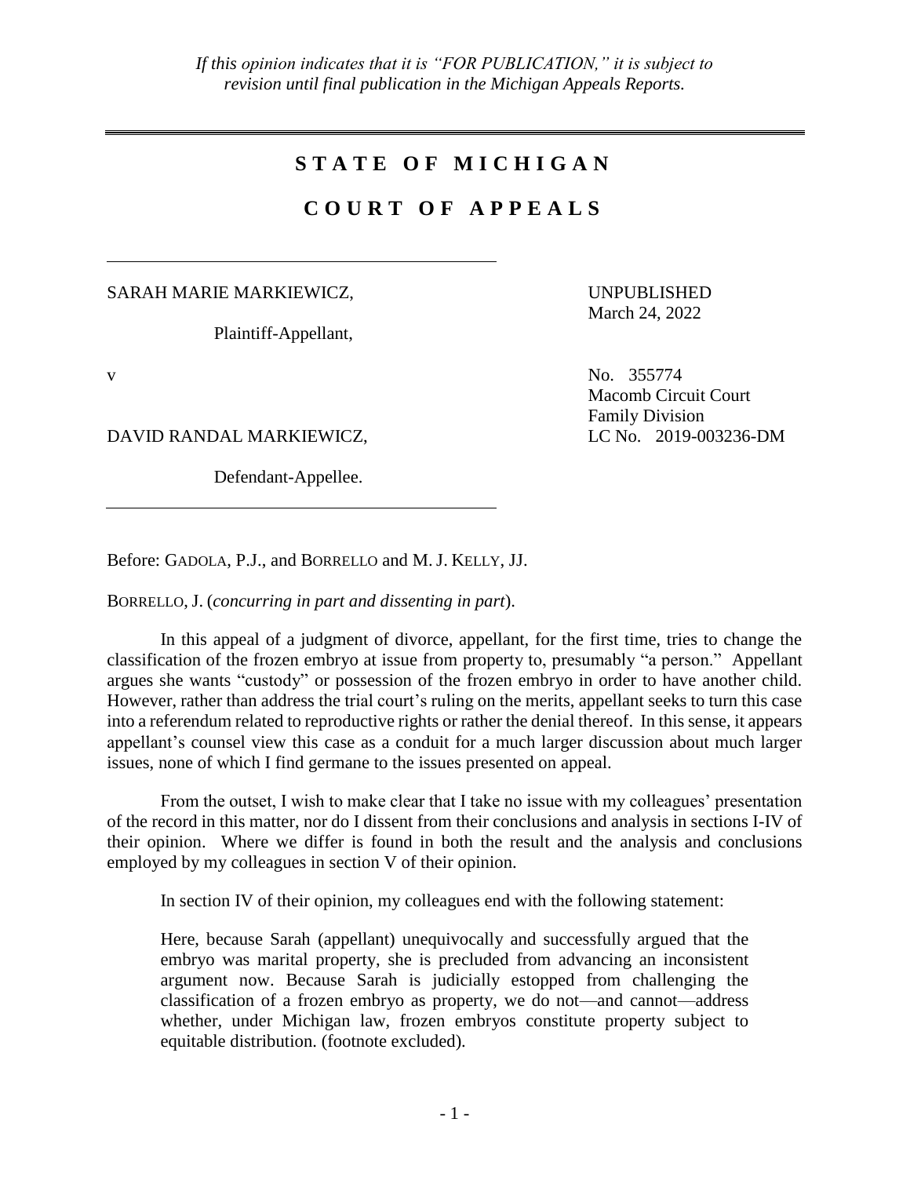*If this opinion indicates that it is "FOR PUBLICATION," it is subject to revision until final publication in the Michigan Appeals Reports.*

# STATE OF MICHIGAN

## COURT OF APPEALS

SARAH MARIE MARKIEWICZ,

Plaintiff-Appellant,

v

DAVID RANDAL MARKIEWICZ,

Defendant-Appellee.

UNPUBLISHED
March 24, 2022

No. 355774
Macomb Circuit Court
Family Division
LC No. 2019-003236-DM

Before: GADOLA, P.J., and BORRELLO and M. J. KELLY, JJ.

BORRELLO, J. (*concurring in part and dissenting in part*).

In this appeal of a judgment of divorce, appellant, for the first time, tries to change the classification of the frozen embryo at issue from property to, presumably "a person." Appellant argues she wants "custody" or possession of the frozen embryo in order to have another child. However, rather than address the trial court's ruling on the merits, appellant seeks to turn this case into a referendum related to reproductive rights or rather the denial thereof. In this sense, it appears appellant's counsel view this case as a conduit for a much larger discussion about much larger issues, none of which I find germane to the issues presented on appeal.

From the outset, I wish to make clear that I take no issue with my colleagues' presentation of the record in this matter, nor do I dissent from their conclusions and analysis in sections I-IV of their opinion. Where we differ is found in both the result and the analysis and conclusions employed by my colleagues in section V of their opinion.

In section IV of their opinion, my colleagues end with the following statement:

> Here, because Sarah (appellant) unequivocally and successfully argued that the embryo was marital property, she is precluded from advancing an inconsistent argument now. Because Sarah is judicially estopped from challenging the classification of a frozen embryo as property, we do not—and cannot—address whether, under Michigan law, frozen embryos constitute property subject to equitable distribution. (footnote excluded).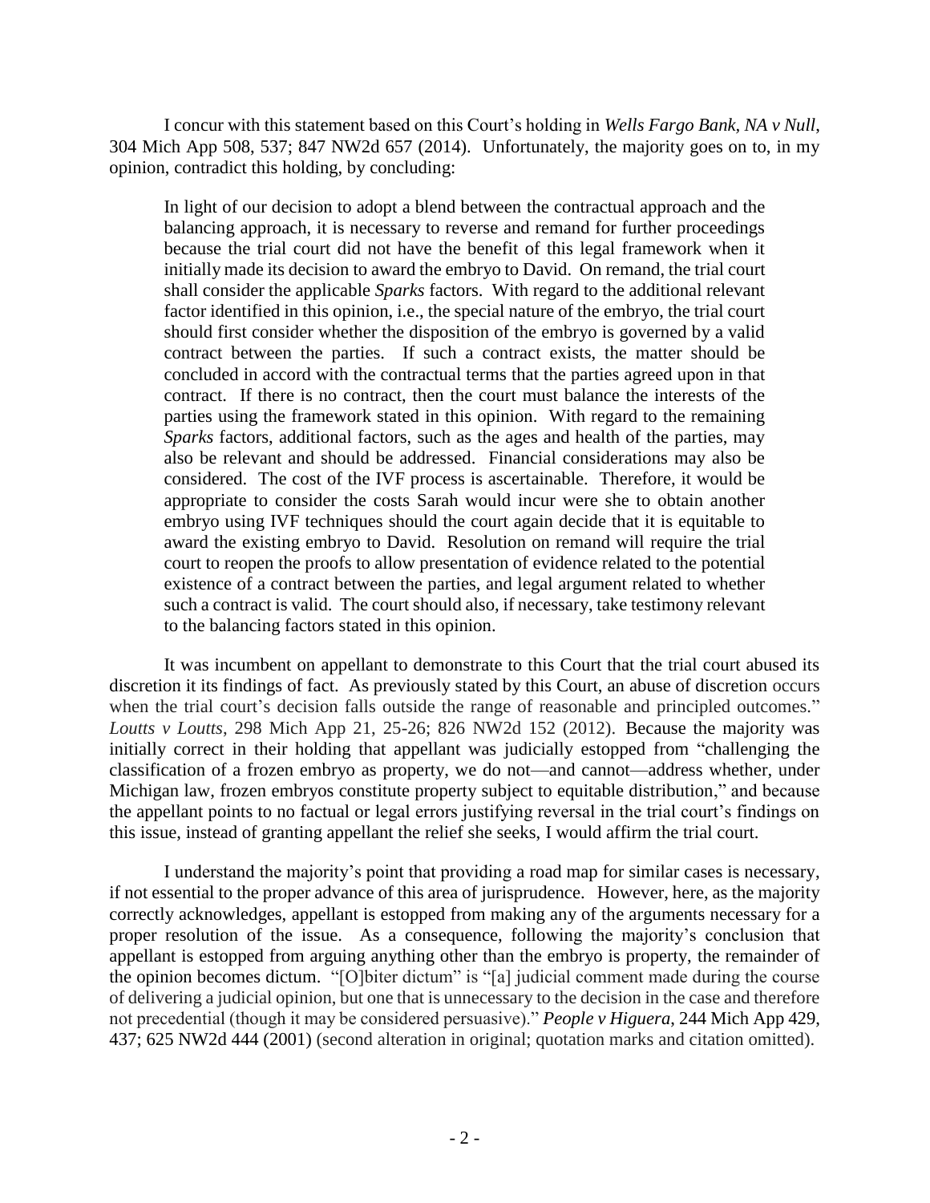I concur with this statement based on this Court's holding in *Wells Fargo Bank, NA v Null*, 304 Mich App 508, 537; 847 NW2d 657 (2014). Unfortunately, the majority goes on to, in my opinion, contradict this holding, by concluding:

> In light of our decision to adopt a blend between the contractual approach and the balancing approach, it is necessary to reverse and remand for further proceedings because the trial court did not have the benefit of this legal framework when it initially made its decision to award the embryo to David. On remand, the trial court shall consider the applicable *Sparks* factors. With regard to the additional relevant factor identified in this opinion, i.e., the special nature of the embryo, the trial court should first consider whether the disposition of the embryo is governed by a valid contract between the parties. If such a contract exists, the matter should be concluded in accord with the contractual terms that the parties agreed upon in that contract. If there is no contract, then the court must balance the interests of the parties using the framework stated in this opinion. With regard to the remaining *Sparks* factors, additional factors, such as the ages and health of the parties, may also be relevant and should be addressed. Financial considerations may also be considered. The cost of the IVF process is ascertainable. Therefore, it would be appropriate to consider the costs Sarah would incur were she to obtain another embryo using IVF techniques should the court again decide that it is equitable to award the existing embryo to David. Resolution on remand will require the trial court to reopen the proofs to allow presentation of evidence related to the potential existence of a contract between the parties, and legal argument related to whether such a contract is valid. The court should also, if necessary, take testimony relevant to the balancing factors stated in this opinion.

It was incumbent on appellant to demonstrate to this Court that the trial court abused its discretion it its findings of fact. As previously stated by this Court, an abuse of discretion occurs when the trial court's decision falls outside the range of reasonable and principled outcomes." *Loutts v Loutts*, 298 Mich App 21, 25-26; 826 NW2d 152 (2012). Because the majority was initially correct in their holding that appellant was judicially estopped from "challenging the classification of a frozen embryo as property, we do not—and cannot—address whether, under Michigan law, frozen embryos constitute property subject to equitable distribution," and because the appellant points to no factual or legal errors justifying reversal in the trial court's findings on this issue, instead of granting appellant the relief she seeks, I would affirm the trial court.

I understand the majority's point that providing a road map for similar cases is necessary, if not essential to the proper advance of this area of jurisprudence. However, here, as the majority correctly acknowledges, appellant is estopped from making any of the arguments necessary for a proper resolution of the issue. As a consequence, following the majority's conclusion that appellant is estopped from arguing anything other than the embryo is property, the remainder of the opinion becomes dictum. "[O]biter dictum" is "[a] judicial comment made during the course of delivering a judicial opinion, but one that is unnecessary to the decision in the case and therefore not precedential (though it may be considered persuasive)." *People v Higuera*, 244 Mich App 429, 437; 625 NW2d 444 (2001) (second alteration in original; quotation marks and citation omitted).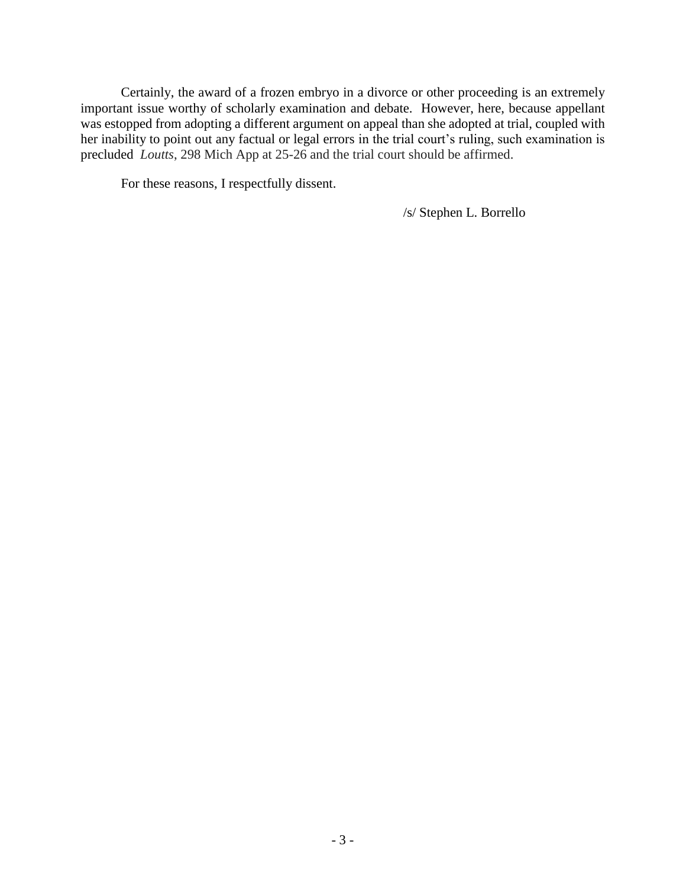Certainly, the award of a frozen embryo in a divorce or other proceeding is an extremely important issue worthy of scholarly examination and debate. However, here, because appellant was estopped from adopting a different argument on appeal than she adopted at trial, coupled with her inability to point out any factual or legal errors in the trial court's ruling, such examination is precluded *Loutts*, 298 Mich App at 25-26 and the trial court should be affirmed.

For these reasons, I respectfully dissent.

/s/ Stephen L. Borrello